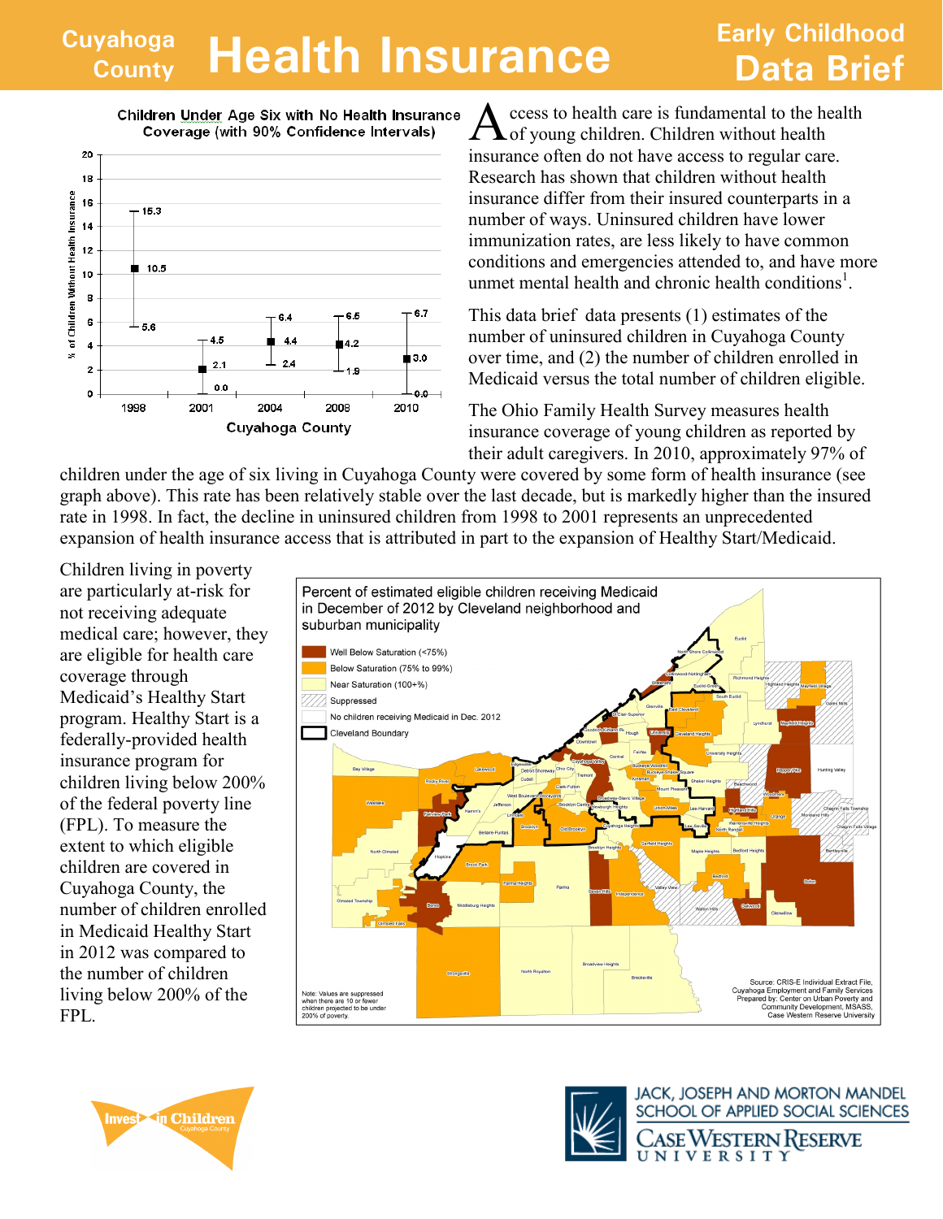# Cuyahoga County Health Insurance

## Early Childhood Data Brief

**Children Under Age Six with No Health Insurance Coverage (with 90% Confidence Intervals)**

| Year | Estimate (%) | Lower bound | Upper bound |
|---|---|---|---|
| 1998 | 10.5 | 5.6 | 15.3 |
| 2001 | 2.1 | 0.0 | 4.5 |
| 2004 | 4.4 | 2.4 | 6.4 |
| 2008 | 4.2 | 1.9 | 6.5 |
| 2010 | 3.0 | 0.0 | 6.7 |

Cuyahoga County

Access to health care is fundamental to the health of young children. Children without health insurance often do not have access to regular care. Research has shown that children without health insurance differ from their insured counterparts in a number of ways. Uninsured children have lower immunization rates, are less likely to have common conditions and emergencies attended to, and have more unmet mental health and chronic health conditions[1].

This data brief data presents (1) estimates of the number of uninsured children in Cuyahoga County over time, and (2) the number of children enrolled in Medicaid versus the total number of children eligible.

The Ohio Family Health Survey measures health insurance coverage of young children as reported by their adult caregivers. In 2010, approximately 97% of children under the age of six living in Cuyahoga County were covered by some form of health insurance (see graph above). This rate has been relatively stable over the last decade, but is markedly higher than the insured rate in 1998. In fact, the decline in uninsured children from 1998 to 2001 represents an unprecedented expansion of health insurance access that is attributed in part to the expansion of Healthy Start/Medicaid.

Children living in poverty are particularly at-risk for not receiving adequate medical care; however, they are eligible for health care coverage through Medicaid's Healthy Start program. Healthy Start is a federally-provided health insurance program for children living below 200% of the federal poverty line (FPL). To measure the extent to which eligible children are covered in Cuyahoga County, the number of children enrolled in Medicaid Healthy Start in 2012 was compared to the number of children living below 200% of the FPL.

**Percent of estimated eligible children receiving Medicaid in December of 2012 by Cleveland neighborhood and suburban municipality**

- Well Below Saturation (<75%)
- Below Saturation (75% to 99%)
- Near Saturation (100+%)
- Suppressed
- No children receiving Medicaid in Dec. 2012
- Cleveland Boundary

Note: Values are suppressed when there are 10 or fewer children projected to be under 200% of poverty.

Source: CRIS-E Individual Extract File, Cuyahoga Employment and Family Services. Prepared by: Center on Urban Poverty and Community Development, MSASS, Case Western Reserve University

Invest in Children Cuyahoga County

Jack, Joseph and Morton Mandel School of Applied Social Sciences, Case Western Reserve University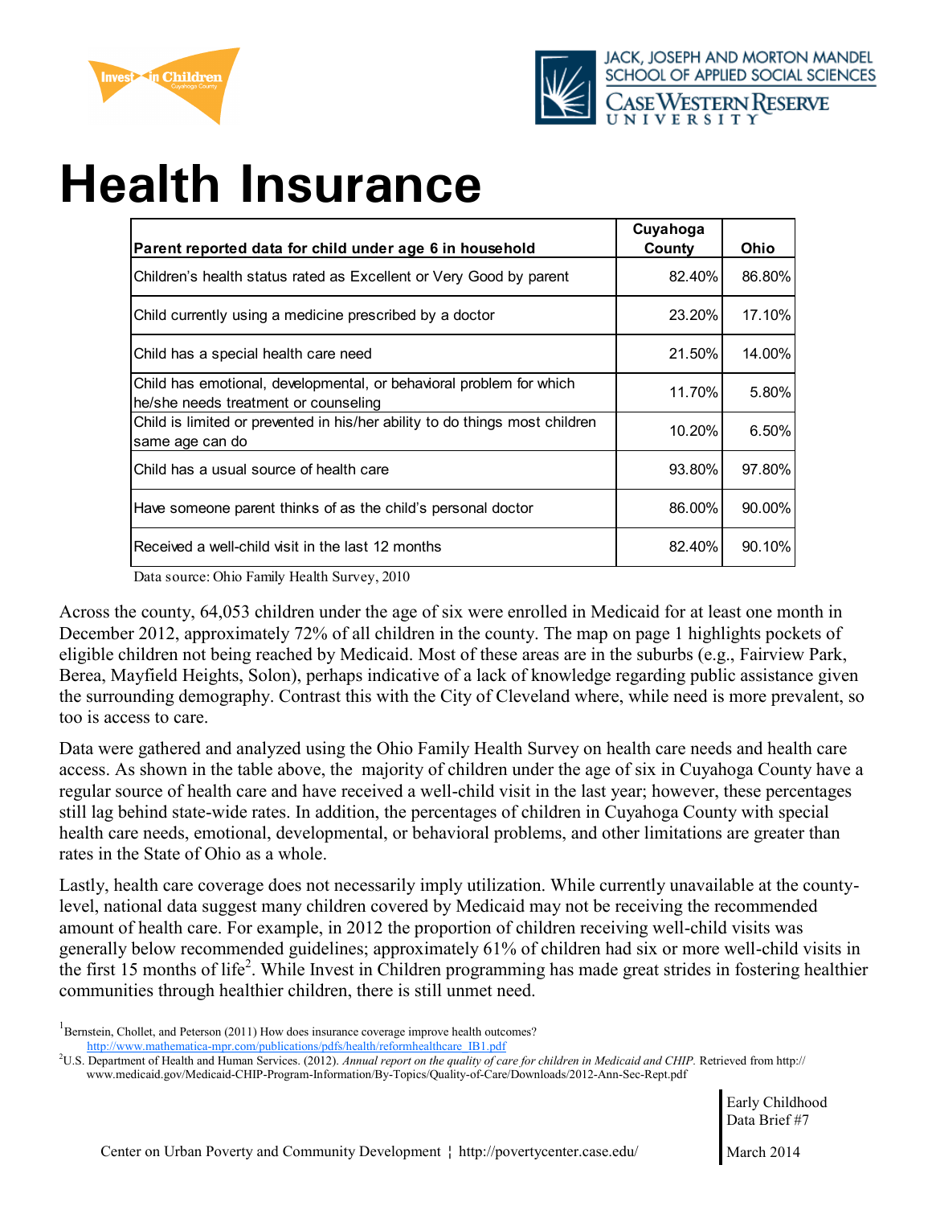# Health Insurance

| Parent reported data for child under age 6 in household | Cuyahoga County | Ohio |
|---|---|---|
| Children's health status rated as Excellent or Very Good by parent | 82.40% | 86.80% |
| Child currently using a medicine prescribed by a doctor | 23.20% | 17.10% |
| Child has a special health care need | 21.50% | 14.00% |
| Child has emotional, developmental, or behavioral problem for which he/she needs treatment or counseling | 11.70% | 5.80% |
| Child is limited or prevented in his/her ability to do things most children same age can do | 10.20% | 6.50% |
| Child has a usual source of health care | 93.80% | 97.80% |
| Have someone parent thinks of as the child's personal doctor | 86.00% | 90.00% |
| Received a well-child visit in the last 12 months | 82.40% | 90.10% |

Data source: Ohio Family Health Survey, 2010

Across the county, 64,053 children under the age of six were enrolled in Medicaid for at least one month in December 2012, approximately 72% of all children in the county. The map on page 1 highlights pockets of eligible children not being reached by Medicaid. Most of these areas are in the suburbs (e.g., Fairview Park, Berea, Mayfield Heights, Solon), perhaps indicative of a lack of knowledge regarding public assistance given the surrounding demography. Contrast this with the City of Cleveland where, while need is more prevalent, so too is access to care.

Data were gathered and analyzed using the Ohio Family Health Survey on health care needs and health care access. As shown in the table above, the majority of children under the age of six in Cuyahoga County have a regular source of health care and have received a well-child visit in the last year; however, these percentages still lag behind state-wide rates. In addition, the percentages of children in Cuyahoga County with special health care needs, emotional, developmental, or behavioral problems, and other limitations are greater than rates in the State of Ohio as a whole.

Lastly, health care coverage does not necessarily imply utilization. While currently unavailable at the county-level, national data suggest many children covered by Medicaid may not be receiving the recommended amount of health care. For example, in 2012 the proportion of children receiving well-child visits was generally below recommended guidelines; approximately 61% of children had six or more well-child visits in the first 15 months of life[2]. While Invest in Children programming has made great strides in fostering healthier communities through healthier children, there is still unmet need.

[1] Bernstein, Chollet, and Peterson (2011) How does insurance coverage improve health outcomes? http://www.mathematica-mpr.com/publications/pdfs/health/reformhealthcare_IB1.pdf

[2] U.S. Department of Health and Human Services. (2012). *Annual report on the quality of care for children in Medicaid and CHIP.* Retrieved from http://www.medicaid.gov/Medicaid-CHIP-Program-Information/By-Topics/Quality-of-Care/Downloads/2012-Ann-Sec-Rept.pdf

Center on Urban Poverty and Community Development ¦ http://povertycenter.case.edu/

Early Childhood Data Brief #7

March 2014